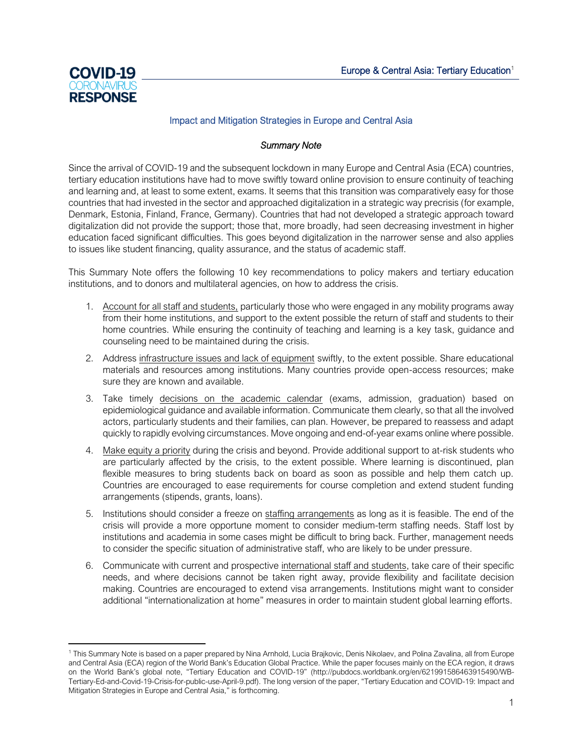COVID-19 CORONAVIRUS RESPONSE

Europe & Central Asia: Tertiary Education[1]

## Impact and Mitigation Strategies in Europe and Central Asia

*Summary Note*

Since the arrival of COVID-19 and the subsequent lockdown in many Europe and Central Asia (ECA) countries, tertiary education institutions have had to move swiftly toward online provision to ensure continuity of teaching and learning and, at least to some extent, exams. It seems that this transition was comparatively easy for those countries that had invested in the sector and approached digitalization in a strategic way precrisis (for example, Denmark, Estonia, Finland, France, Germany). Countries that had not developed a strategic approach toward digitalization did not provide the support; those that, more broadly, had seen decreasing investment in higher education faced significant difficulties. This goes beyond digitalization in the narrower sense and also applies to issues like student financing, quality assurance, and the status of academic staff.

This Summary Note offers the following 10 key recommendations to policy makers and tertiary education institutions, and to donors and multilateral agencies, on how to address the crisis.

1. Account for all staff and students, particularly those who were engaged in any mobility programs away from their home institutions, and support to the extent possible the return of staff and students to their home countries. While ensuring the continuity of teaching and learning is a key task, guidance and counseling need to be maintained during the crisis.
2. Address infrastructure issues and lack of equipment swiftly, to the extent possible. Share educational materials and resources among institutions. Many countries provide open-access resources; make sure they are known and available.
3. Take timely decisions on the academic calendar (exams, admission, graduation) based on epidemiological guidance and available information. Communicate them clearly, so that all the involved actors, particularly students and their families, can plan. However, be prepared to reassess and adapt quickly to rapidly evolving circumstances. Move ongoing and end-of-year exams online where possible.
4. Make equity a priority during the crisis and beyond. Provide additional support to at-risk students who are particularly affected by the crisis, to the extent possible. Where learning is discontinued, plan flexible measures to bring students back on board as soon as possible and help them catch up. Countries are encouraged to ease requirements for course completion and extend student funding arrangements (stipends, grants, loans).
5. Institutions should consider a freeze on staffing arrangements as long as it is feasible. The end of the crisis will provide a more opportune moment to consider medium-term staffing needs. Staff lost by institutions and academia in some cases might be difficult to bring back. Further, management needs to consider the specific situation of administrative staff, who are likely to be under pressure.
6. Communicate with current and prospective international staff and students, take care of their specific needs, and where decisions cannot be taken right away, provide flexibility and facilitate decision making. Countries are encouraged to extend visa arrangements. Institutions might want to consider additional "internationalization at home" measures in order to maintain student global learning efforts.

---

[1] This Summary Note is based on a paper prepared by Nina Arnhold, Lucia Brajkovic, Denis Nikolaev, and Polina Zavalina, all from Europe and Central Asia (ECA) region of the World Bank's Education Global Practice. While the paper focuses mainly on the ECA region, it draws on the World Bank's global note, "Tertiary Education and COVID-19" (http://pubdocs.worldbank.org/en/621991586463915490/WB-Tertiary-Ed-and-Covid-19-Crisis-for-public-use-April-9.pdf). The long version of the paper, "Tertiary Education and COVID-19: Impact and Mitigation Strategies in Europe and Central Asia," is forthcoming.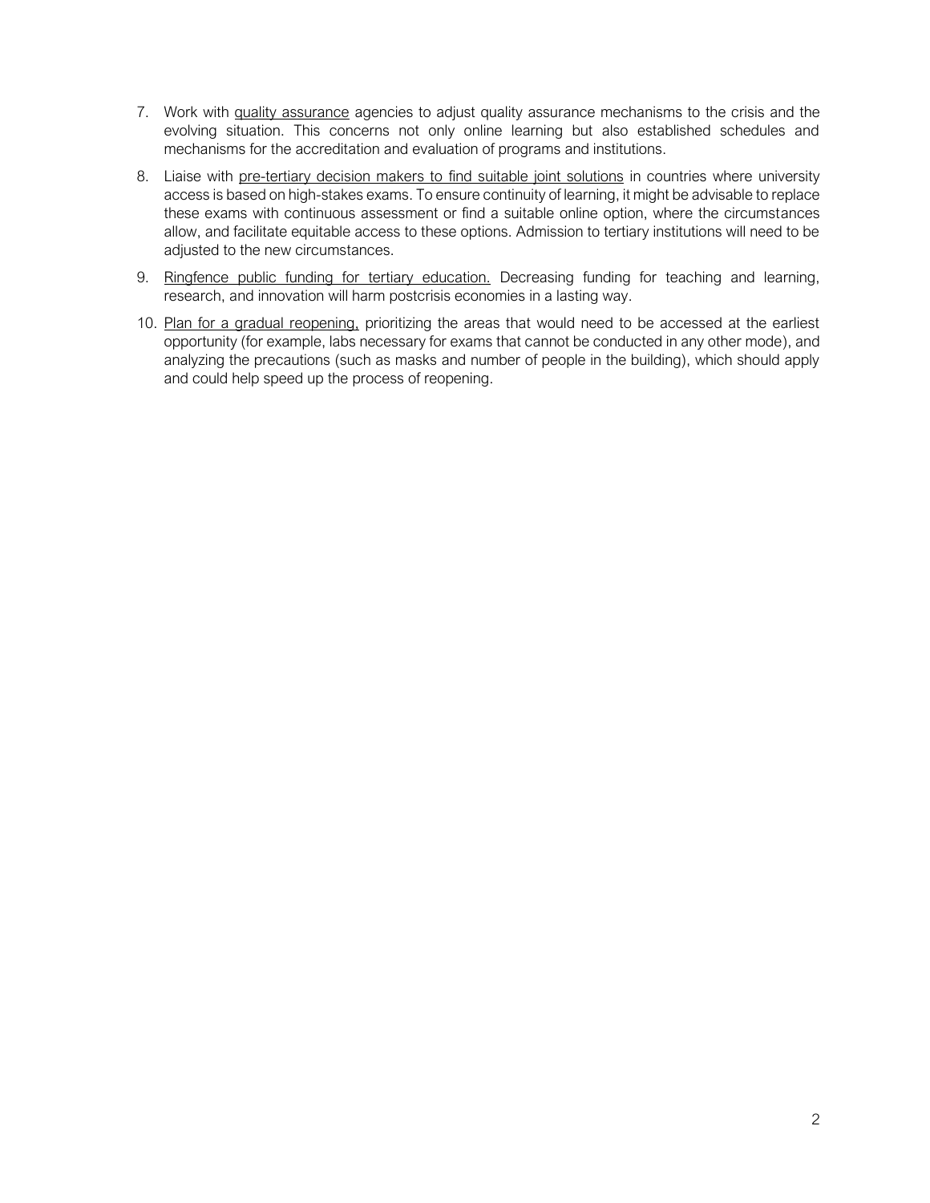7. Work with quality assurance agencies to adjust quality assurance mechanisms to the crisis and the evolving situation. This concerns not only online learning but also established schedules and mechanisms for the accreditation and evaluation of programs and institutions.
8. Liaise with pre-tertiary decision makers to find suitable joint solutions in countries where university access is based on high-stakes exams. To ensure continuity of learning, it might be advisable to replace these exams with continuous assessment or find a suitable online option, where the circumstances allow, and facilitate equitable access to these options. Admission to tertiary institutions will need to be adjusted to the new circumstances.
9. Ringfence public funding for tertiary education. Decreasing funding for teaching and learning, research, and innovation will harm postcrisis economies in a lasting way.
10. Plan for a gradual reopening, prioritizing the areas that would need to be accessed at the earliest opportunity (for example, labs necessary for exams that cannot be conducted in any other mode), and analyzing the precautions (such as masks and number of people in the building), which should apply and could help speed up the process of reopening.